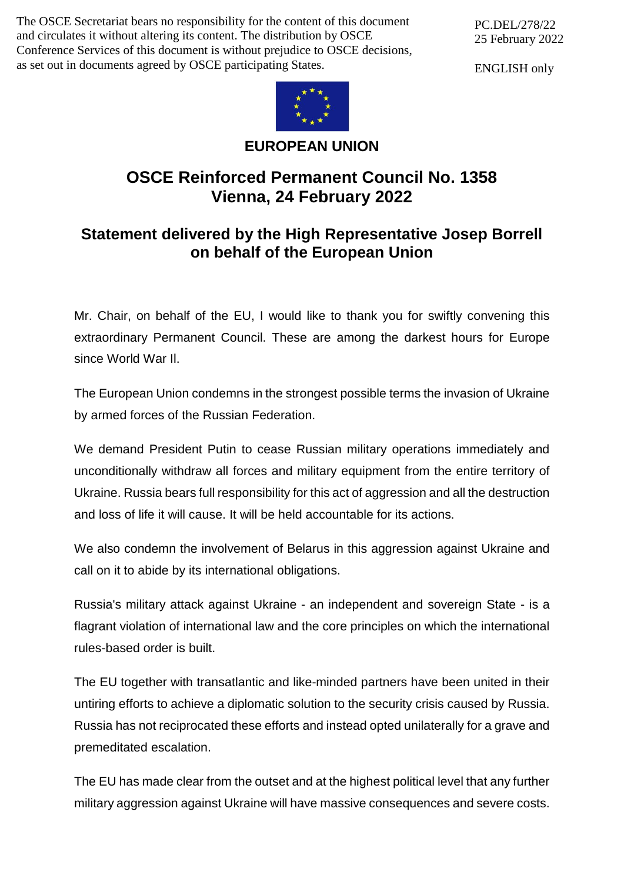The OSCE Secretariat bears no responsibility for the content of this document and circulates it without altering its content. The distribution by OSCE Conference Services of this document is without prejudice to OSCE decisions, as set out in documents agreed by OSCE participating States.

PC.DEL/278/22
25 February 2022

ENGLISH only

**EUROPEAN UNION**

# OSCE Reinforced Permanent Council No. 1358
# Vienna, 24 February 2022

## Statement delivered by the High Representative Josep Borrell on behalf of the European Union

Mr. Chair, on behalf of the EU, I would like to thank you for swiftly convening this extraordinary Permanent Council. These are among the darkest hours for Europe since World War II.

The European Union condemns in the strongest possible terms the invasion of Ukraine by armed forces of the Russian Federation.

We demand President Putin to cease Russian military operations immediately and unconditionally withdraw all forces and military equipment from the entire territory of Ukraine. Russia bears full responsibility for this act of aggression and all the destruction and loss of life it will cause. It will be held accountable for its actions.

We also condemn the involvement of Belarus in this aggression against Ukraine and call on it to abide by its international obligations.

Russia's military attack against Ukraine - an independent and sovereign State - is a flagrant violation of international law and the core principles on which the international rules-based order is built.

The EU together with transatlantic and like-minded partners have been united in their untiring efforts to achieve a diplomatic solution to the security crisis caused by Russia. Russia has not reciprocated these efforts and instead opted unilaterally for a grave and premeditated escalation.

The EU has made clear from the outset and at the highest political level that any further military aggression against Ukraine will have massive consequences and severe costs.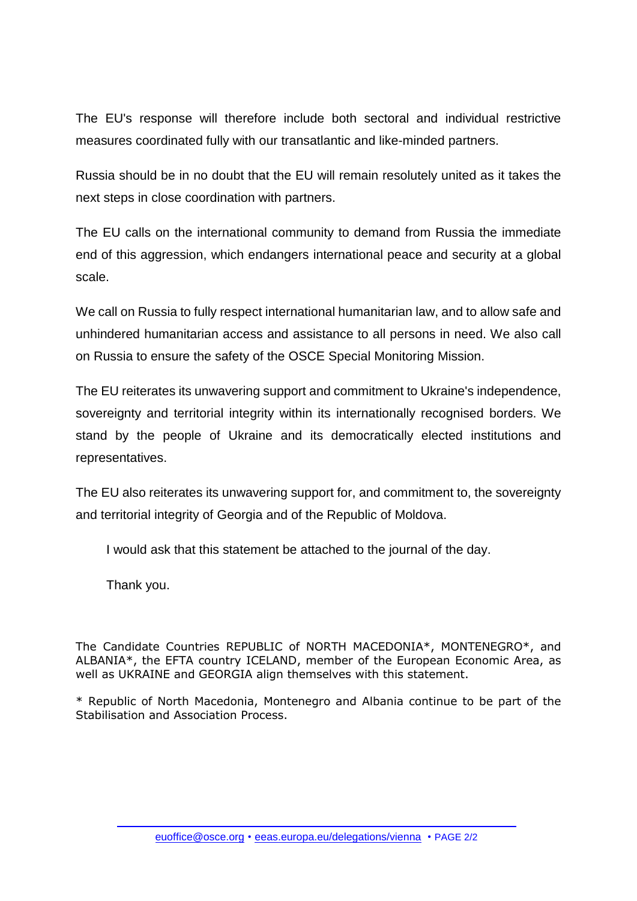The EU's response will therefore include both sectoral and individual restrictive measures coordinated fully with our transatlantic and like-minded partners.

Russia should be in no doubt that the EU will remain resolutely united as it takes the next steps in close coordination with partners.

The EU calls on the international community to demand from Russia the immediate end of this aggression, which endangers international peace and security at a global scale.

We call on Russia to fully respect international humanitarian law, and to allow safe and unhindered humanitarian access and assistance to all persons in need. We also call on Russia to ensure the safety of the OSCE Special Monitoring Mission.

The EU reiterates its unwavering support and commitment to Ukraine's independence, sovereignty and territorial integrity within its internationally recognised borders. We stand by the people of Ukraine and its democratically elected institutions and representatives.

The EU also reiterates its unwavering support for, and commitment to, the sovereignty and territorial integrity of Georgia and of the Republic of Moldova.

I would ask that this statement be attached to the journal of the day.

Thank you.

The Candidate Countries REPUBLIC of NORTH MACEDONIA*, MONTENEGRO*, and ALBANIA*, the EFTA country ICELAND, member of the European Economic Area, as well as UKRAINE and GEORGIA align themselves with this statement.

* Republic of North Macedonia, Montenegro and Albania continue to be part of the Stabilisation and Association Process.